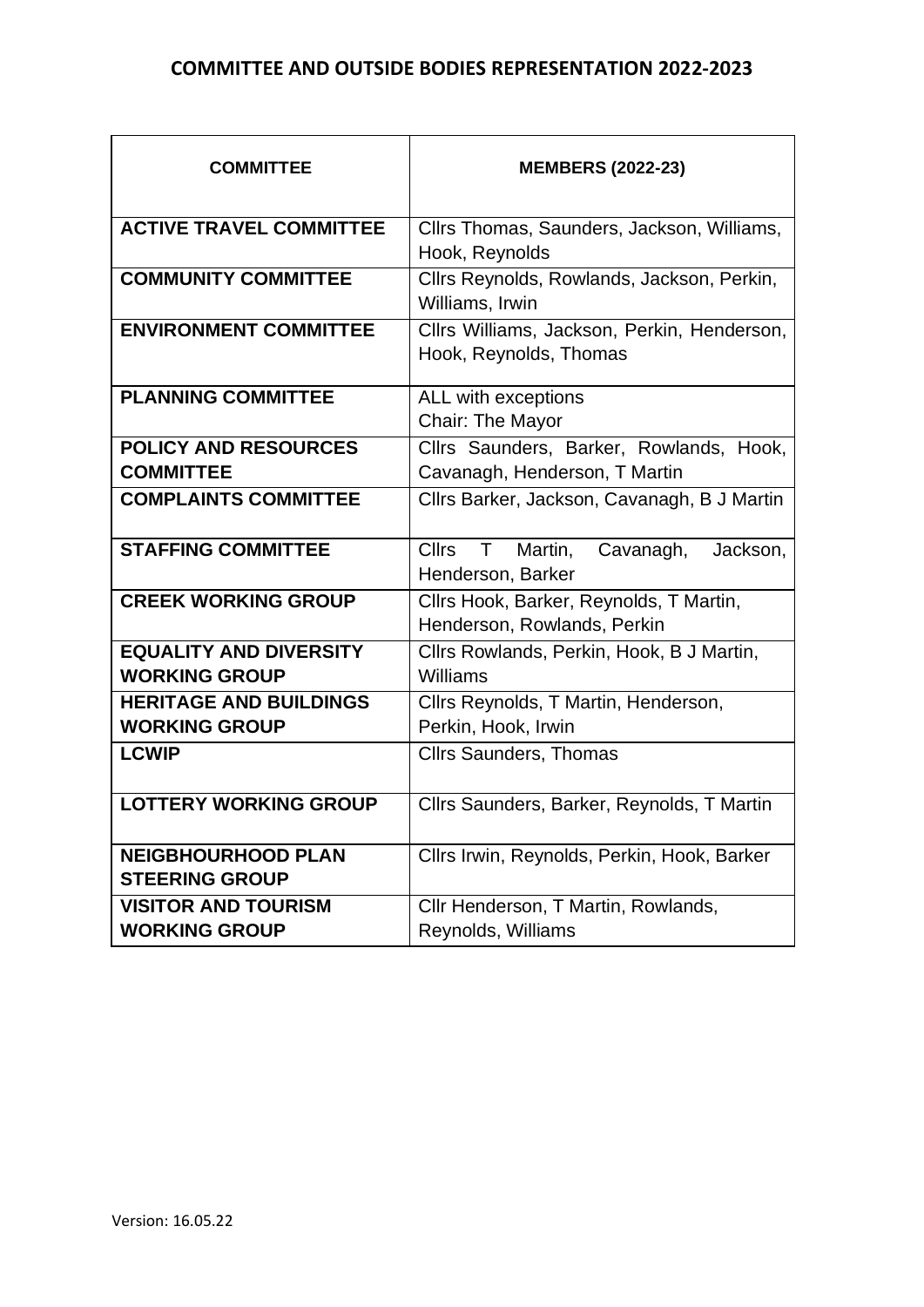# COMMITTEE AND OUTSIDE BODIES REPRESENTATION 2022-2023

| COMMITTEE | MEMBERS (2022-23) |
|---|---|
| **ACTIVE TRAVEL COMMITTEE** | Cllrs Thomas, Saunders, Jackson, Williams, Hook, Reynolds |
| **COMMUNITY COMMITTEE** | Cllrs Reynolds, Rowlands, Jackson, Perkin, Williams, Irwin |
| **ENVIRONMENT COMMITTEE** | Cllrs Williams, Jackson, Perkin, Henderson, Hook, Reynolds, Thomas |
| **PLANNING COMMITTEE** | ALL with exceptions<br>Chair: The Mayor |
| **POLICY AND RESOURCES COMMITTEE** | Cllrs Saunders, Barker, Rowlands, Hook, Cavanagh, Henderson, T Martin |
| **COMPLAINTS COMMITTEE** | Cllrs Barker, Jackson, Cavanagh, B J Martin |
| **STAFFING COMMITTEE** | Cllrs T Martin, Cavanagh, Jackson, Henderson, Barker |
| **CREEK WORKING GROUP** | Cllrs Hook, Barker, Reynolds, T Martin, Henderson, Rowlands, Perkin |
| **EQUALITY AND DIVERSITY WORKING GROUP** | Cllrs Rowlands, Perkin, Hook, B J Martin, Williams |
| **HERITAGE AND BUILDINGS WORKING GROUP** | Cllrs Reynolds, T Martin, Henderson, Perkin, Hook, Irwin |
| **LCWIP** | Cllrs Saunders, Thomas |
| **LOTTERY WORKING GROUP** | Cllrs Saunders, Barker, Reynolds, T Martin |
| **NEIGBHOURHOOD PLAN STEERING GROUP** | Cllrs Irwin, Reynolds, Perkin, Hook, Barker |
| **VISITOR AND TOURISM WORKING GROUP** | Cllr Henderson, T Martin, Rowlands, Reynolds, Williams |

Version: 16.05.22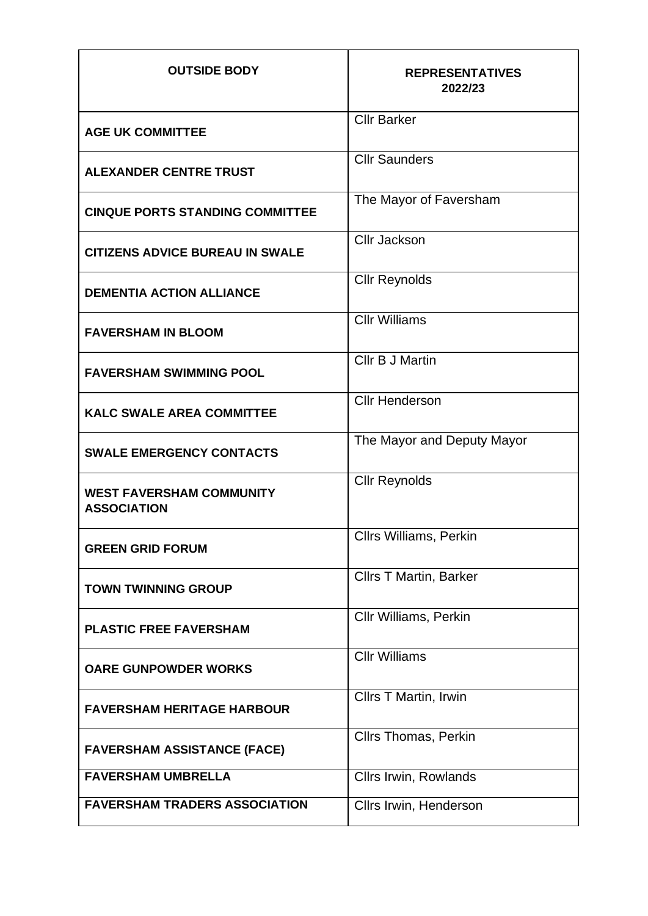| OUTSIDE BODY | REPRESENTATIVES 2022/23 |
| --- | --- |
| AGE UK COMMITTEE | Cllr Barker |
| ALEXANDER CENTRE TRUST | Cllr Saunders |
| CINQUE PORTS STANDING COMMITTEE | The Mayor of Faversham |
| CITIZENS ADVICE BUREAU IN SWALE | Cllr Jackson |
| DEMENTIA ACTION ALLIANCE | Cllr Reynolds |
| FAVERSHAM IN BLOOM | Cllr Williams |
| FAVERSHAM SWIMMING POOL | Cllr B J Martin |
| KALC SWALE AREA COMMITTEE | Cllr Henderson |
| SWALE EMERGENCY CONTACTS | The Mayor and Deputy Mayor |
| WEST FAVERSHAM COMMUNITY ASSOCIATION | Cllr Reynolds |
| GREEN GRID FORUM | Cllrs Williams, Perkin |
| TOWN TWINNING GROUP | Cllrs T Martin, Barker |
| PLASTIC FREE FAVERSHAM | Cllr Williams, Perkin |
| OARE GUNPOWDER WORKS | Cllr Williams |
| FAVERSHAM HERITAGE HARBOUR | Cllrs T Martin, Irwin |
| FAVERSHAM ASSISTANCE (FACE) | Cllrs Thomas, Perkin |
| FAVERSHAM UMBRELLA | Cllrs Irwin, Rowlands |
| FAVERSHAM TRADERS ASSOCIATION | Cllrs Irwin, Henderson |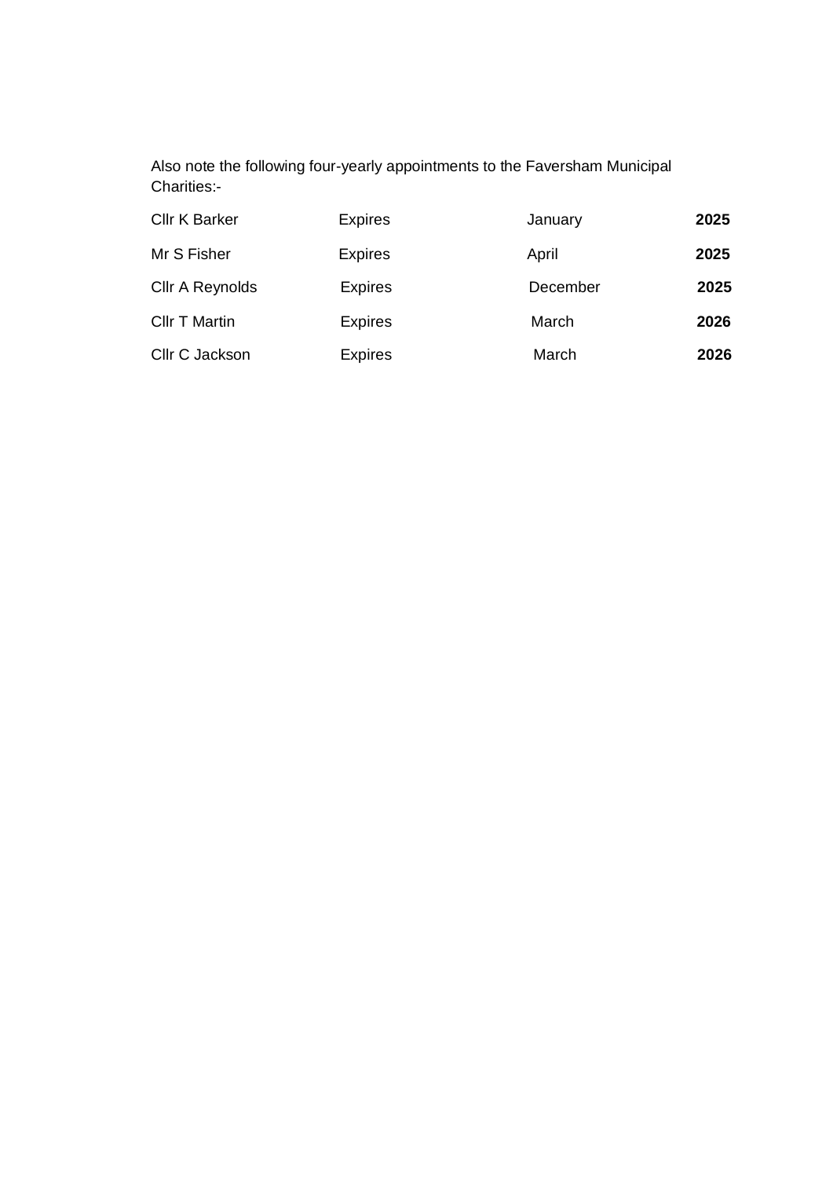Also note the following four-yearly appointments to the Faversham Municipal Charities:-

| | | | |
|---|---|---|---|
| Cllr K Barker | Expires | January | **2025** |
| Mr S Fisher | Expires | April | **2025** |
| Cllr A Reynolds | Expires | December | **2025** |
| Cllr T Martin | Expires | March | **2026** |
| Cllr C Jackson | Expires | March | **2026** |